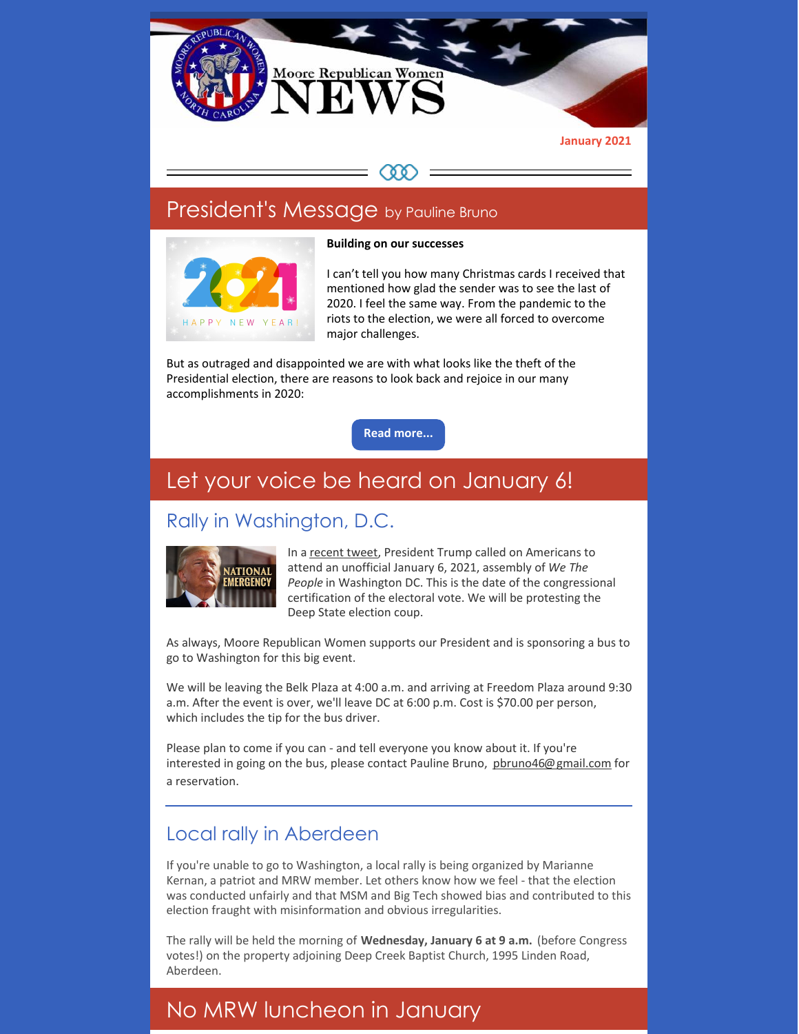# Moore Republican Women NEWS

January 2021

## President's Message by Pauline Bruno

**Building on our successes**

I can't tell you how many Christmas cards I received that mentioned how glad the sender was to see the last of 2020. I feel the same way. From the pandemic to the riots to the election, we were all forced to overcome major challenges.

But as outraged and disappointed we are with what looks like the theft of the Presidential election, there are reasons to look back and rejoice in our many accomplishments in 2020:

**Read more...**

## Let your voice be heard on January 6!

### Rally in Washington, D.C.

In a recent tweet, President Trump called on Americans to attend an unofficial January 6, 2021, assembly of *We The People* in Washington DC. This is the date of the congressional certification of the electoral vote. We will be protesting the Deep State election coup.

As always, Moore Republican Women supports our President and is sponsoring a bus to go to Washington for this big event.

We will be leaving the Belk Plaza at 4:00 a.m. and arriving at Freedom Plaza around 9:30 a.m. After the event is over, we'll leave DC at 6:00 p.m. Cost is $70.00 per person, which includes the tip for the bus driver.

Please plan to come if you can - and tell everyone you know about it. If you're interested in going on the bus, please contact Pauline Bruno, pbruno46@gmail.com for a reservation.

### Local rally in Aberdeen

If you're unable to go to Washington, a local rally is being organized by Marianne Kernan, a patriot and MRW member. Let others know how we feel - that the election was conducted unfairly and that MSM and Big Tech showed bias and contributed to this election fraught with misinformation and obvious irregularities.

The rally will be held the morning of **Wednesday, January 6 at 9 a.m.** (before Congress votes!) on the property adjoining Deep Creek Baptist Church, 1995 Linden Road, Aberdeen.

## No MRW luncheon in January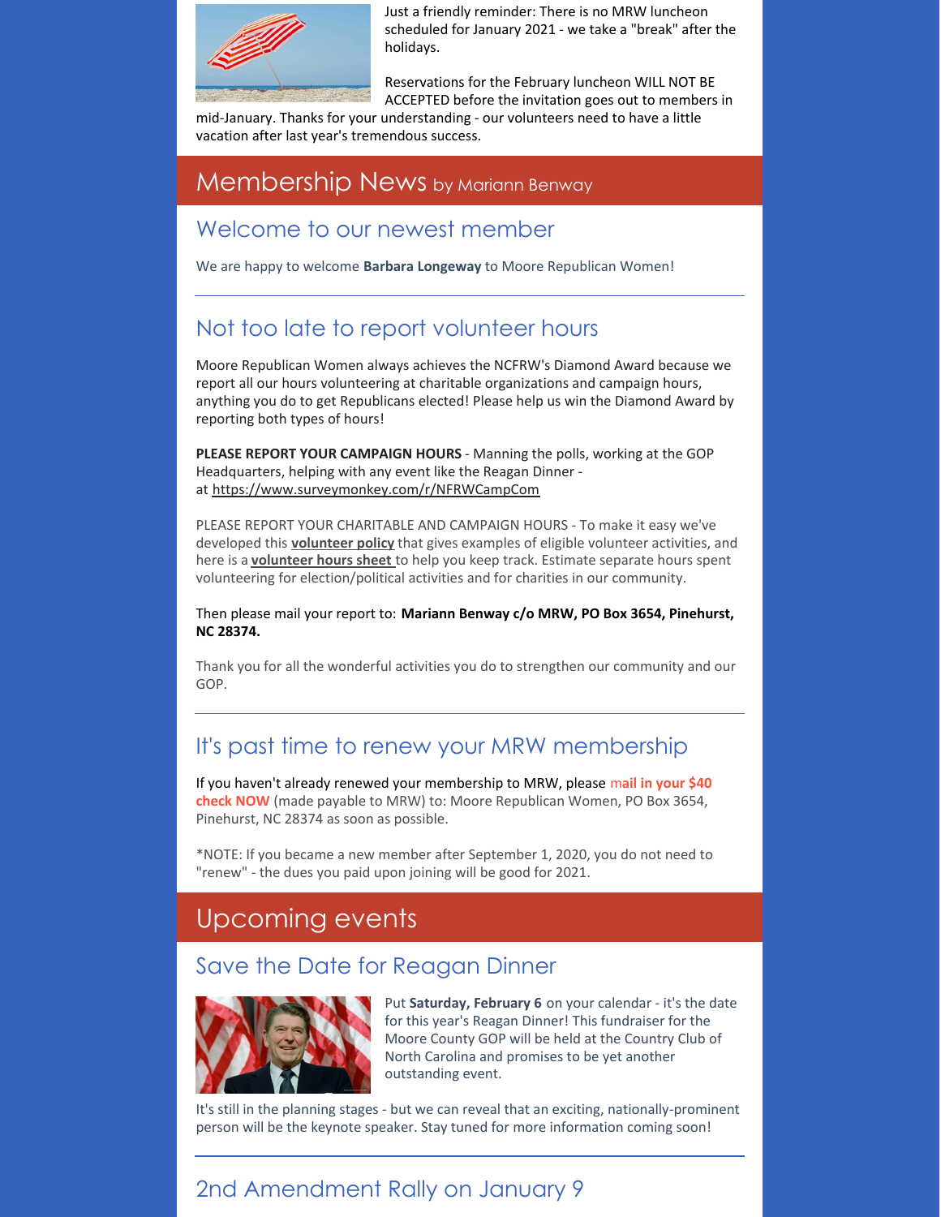Just a friendly reminder: There is no MRW luncheon scheduled for January 2021 - we take a "break" after the holidays.

Reservations for the February luncheon WILL NOT BE ACCEPTED before the invitation goes out to members in mid-January. Thanks for your understanding - our volunteers need to have a little vacation after last year's tremendous success.

## Membership News by Mariann Benway

### Welcome to our newest member

We are happy to welcome **Barbara Longeway** to Moore Republican Women!

### Not too late to report volunteer hours

Moore Republican Women always achieves the NCFRW's Diamond Award because we report all our hours volunteering at charitable organizations and campaign hours, anything you do to get Republicans elected! Please help us win the Diamond Award by reporting both types of hours!

**PLEASE REPORT YOUR CAMPAIGN HOURS** - Manning the polls, working at the GOP Headquarters, helping with any event like the Reagan Dinner - at https://www.surveymonkey.com/r/NFRWCampCom

PLEASE REPORT YOUR CHARITABLE AND CAMPAIGN HOURS - To make it easy we've developed this **volunteer policy** that gives examples of eligible volunteer activities, and here is a **volunteer hours sheet** to help you keep track. Estimate separate hours spent volunteering for election/political activities and for charities in our community.

Then please mail your report to: **Mariann Benway c/o MRW, PO Box 3654, Pinehurst, NC 28374.**

Thank you for all the wonderful activities you do to strengthen our community and our GOP.

### It's past time to renew your MRW membership

If you haven't already renewed your membership to MRW, please **mail in your $40 check NOW** (made payable to MRW) to: Moore Republican Women, PO Box 3654, Pinehurst, NC 28374 as soon as possible.

*NOTE: If you became a new member after September 1, 2020, you do not need to "renew" - the dues you paid upon joining will be good for 2021.

## Upcoming events

### Save the Date for Reagan Dinner

Put **Saturday, February 6** on your calendar - it's the date for this year's Reagan Dinner! This fundraiser for the Moore County GOP will be held at the Country Club of North Carolina and promises to be yet another outstanding event.

It's still in the planning stages - but we can reveal that an exciting, nationally-prominent person will be the keynote speaker. Stay tuned for more information coming soon!

### 2nd Amendment Rally on January 9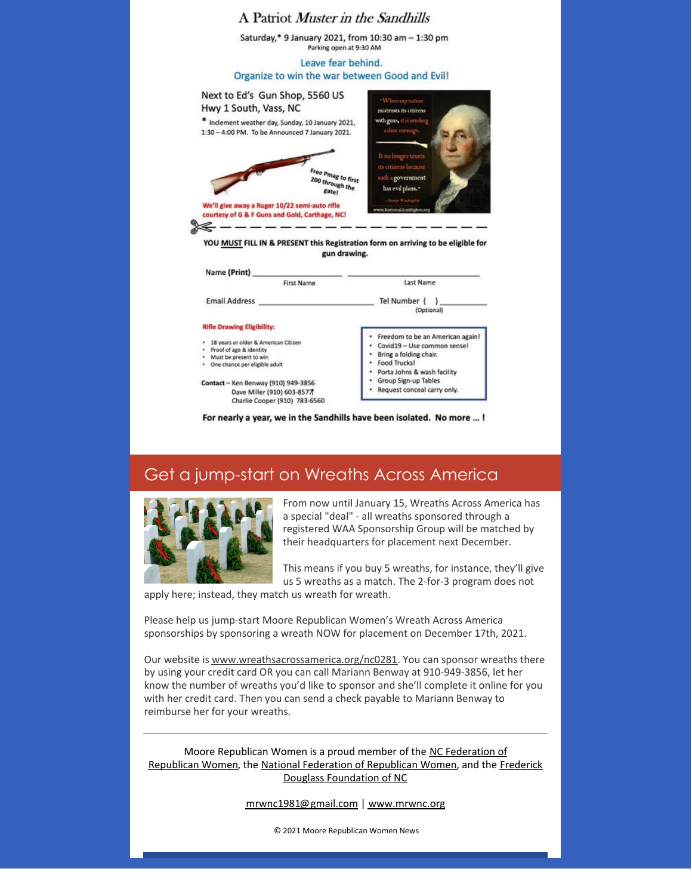# A Patriot *Muster in the Sandhills*

Saturday,* 9 January 2021, from 10:30 am – 1:30 pm
Parking open at 9:30 AM

Leave fear behind.
Organize to win the war between Good and Evil!

Next to Ed's Gun Shop, 5560 US Hwy 1 South, Vass, NC

* Inclement weather day, Sunday, 10 January 2021, 1:30 – 4:00 PM. To be Announced 7 January 2021.

Free Pmag to first 200 through the gate!

"When any nation mistrusts its citizens with guns, it is sending a clear message. It no longer trusts its citizens because such a government has evil plans." – George Washington

www.NationalGunRights.org

**We'll give away a Ruger 10/22 semi-auto rifle courtesy of G & F Guns and Gold, Carthage, NC!**

**YOU MUST FILL IN & PRESENT this Registration form on arriving to be eligible for gun drawing.**

Name **(Print)** ________________ ________________
First Name Last Name

Email Address ________________ Tel Number ( ) ________
(Optional)

**Rifle Drawing Eligibility:**

- 18 years or older & American Citizen
- Proof of age & identity
- Must be present to win
- One chance per eligible adult

Contact – Ken Benway (910) 949-3856
Dave Miller (910) 603-8577
Charlie Cooper (910) 783-6560

- Freedom to be an American again!
- Covid19 – Use common sense!
- Bring a folding chair.
- Food Trucks!
- Porta Johns & wash facility
- Group Sign-up Tables
- Request conceal carry only.

**For nearly a year, we in the Sandhills have been isolated. No more … !**

## Get a jump-start on Wreaths Across America

From now until January 15, Wreaths Across America has a special "deal" - all wreaths sponsored through a registered WAA Sponsorship Group will be matched by their headquarters for placement next December.

This means if you buy 5 wreaths, for instance, they'll give us 5 wreaths as a match. The 2-for-3 program does not apply here; instead, they match us wreath for wreath.

Please help us jump-start Moore Republican Women's Wreath Across America sponsorships by sponsoring a wreath NOW for placement on December 17th, 2021.

Our website is www.wreathsacrossamerica.org/nc0281. You can sponsor wreaths there by using your credit card OR you can call Mariann Benway at 910-949-3856, let her know the number of wreaths you'd like to sponsor and she'll complete it online for you with her credit card. Then you can send a check payable to Mariann Benway to reimburse her for your wreaths.

---

Moore Republican Women is a proud member of the NC Federation of Republican Women, the National Federation of Republican Women, and the Frederick Douglass Foundation of NC

mrwnc1981@gmail.com | www.mrwnc.org

© 2021 Moore Republican Women News